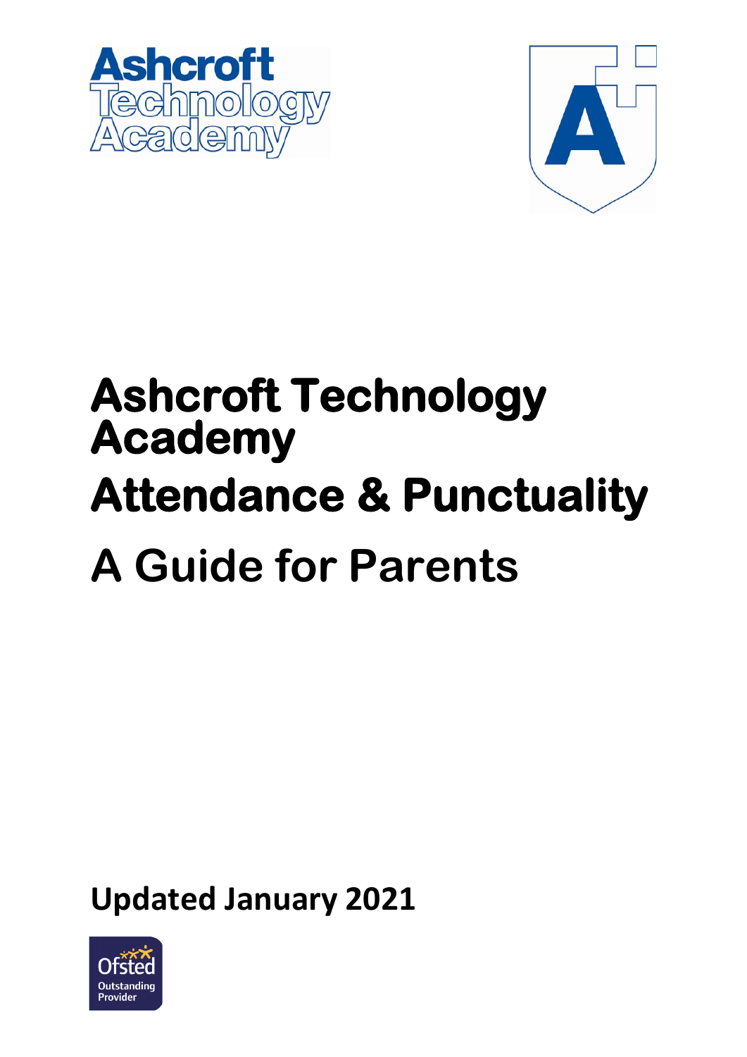# Ashcroft Technology Academy

# Attendance & Punctuality

# A Guide for Parents

**Updated January 2021**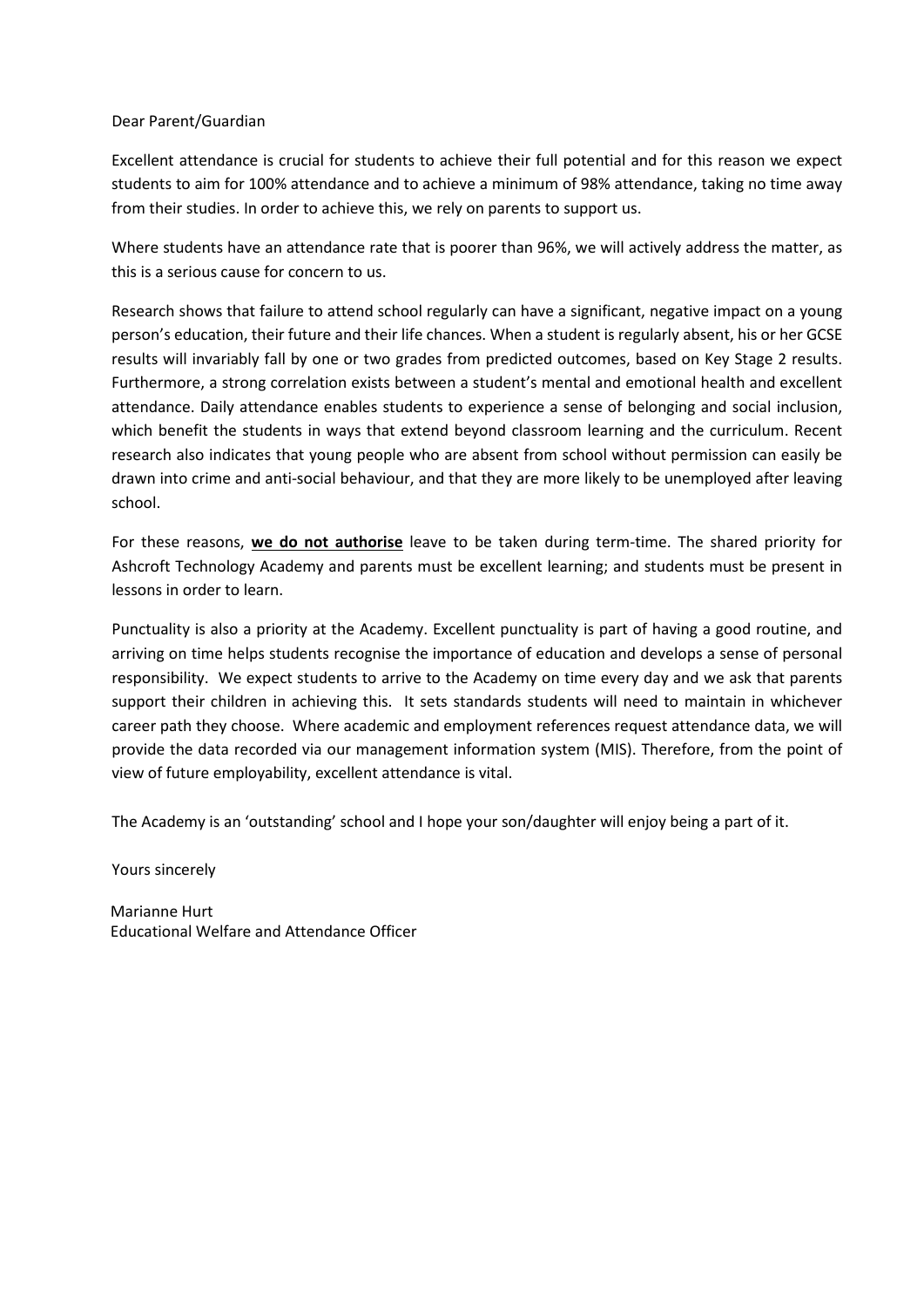Dear Parent/Guardian

Excellent attendance is crucial for students to achieve their full potential and for this reason we expect students to aim for 100% attendance and to achieve a minimum of 98% attendance, taking no time away from their studies. In order to achieve this, we rely on parents to support us.

Where students have an attendance rate that is poorer than 96%, we will actively address the matter, as this is a serious cause for concern to us.

Research shows that failure to attend school regularly can have a significant, negative impact on a young person's education, their future and their life chances. When a student is regularly absent, his or her GCSE results will invariably fall by one or two grades from predicted outcomes, based on Key Stage 2 results. Furthermore, a strong correlation exists between a student's mental and emotional health and excellent attendance. Daily attendance enables students to experience a sense of belonging and social inclusion, which benefit the students in ways that extend beyond classroom learning and the curriculum. Recent research also indicates that young people who are absent from school without permission can easily be drawn into crime and anti-social behaviour, and that they are more likely to be unemployed after leaving school.

For these reasons, **we do not authorise** leave to be taken during term-time. The shared priority for Ashcroft Technology Academy and parents must be excellent learning; and students must be present in lessons in order to learn.

Punctuality is also a priority at the Academy. Excellent punctuality is part of having a good routine, and arriving on time helps students recognise the importance of education and develops a sense of personal responsibility. We expect students to arrive to the Academy on time every day and we ask that parents support their children in achieving this. It sets standards students will need to maintain in whichever career path they choose. Where academic and employment references request attendance data, we will provide the data recorded via our management information system (MIS). Therefore, from the point of view of future employability, excellent attendance is vital.

The Academy is an 'outstanding' school and I hope your son/daughter will enjoy being a part of it.

Yours sincerely

Marianne Hurt
Educational Welfare and Attendance Officer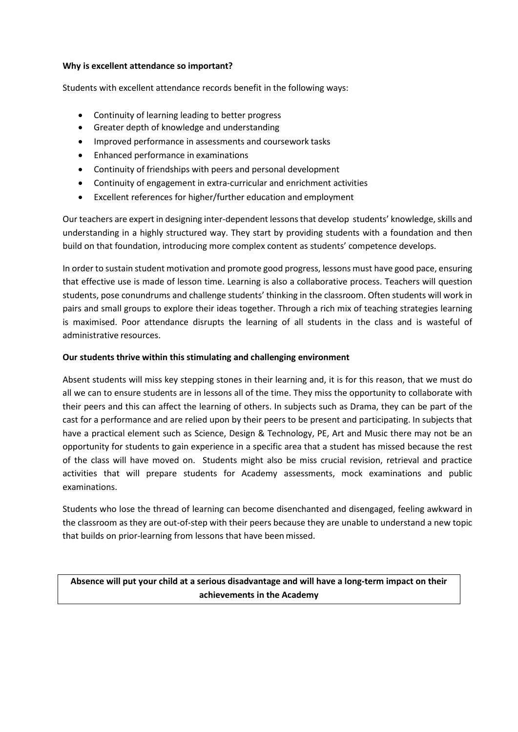**Why is excellent attendance so important?**

Students with excellent attendance records benefit in the following ways:

- Continuity of learning leading to better progress
- Greater depth of knowledge and understanding
- Improved performance in assessments and coursework tasks
- Enhanced performance in examinations
- Continuity of friendships with peers and personal development
- Continuity of engagement in extra-curricular and enrichment activities
- Excellent references for higher/further education and employment

Our teachers are expert in designing inter-dependent lessons that develop students' knowledge, skills and understanding in a highly structured way. They start by providing students with a foundation and then build on that foundation, introducing more complex content as students' competence develops.

In order to sustain student motivation and promote good progress, lessons must have good pace, ensuring that effective use is made of lesson time. Learning is also a collaborative process. Teachers will question students, pose conundrums and challenge students' thinking in the classroom. Often students will work in pairs and small groups to explore their ideas together. Through a rich mix of teaching strategies learning is maximised. Poor attendance disrupts the learning of all students in the class and is wasteful of administrative resources.

**Our students thrive within this stimulating and challenging environment**

Absent students will miss key stepping stones in their learning and, it is for this reason, that we must do all we can to ensure students are in lessons all of the time. They miss the opportunity to collaborate with their peers and this can affect the learning of others. In subjects such as Drama, they can be part of the cast for a performance and are relied upon by their peers to be present and participating. In subjects that have a practical element such as Science, Design & Technology, PE, Art and Music there may not be an opportunity for students to gain experience in a specific area that a student has missed because the rest of the class will have moved on. Students might also be miss crucial revision, retrieval and practice activities that will prepare students for Academy assessments, mock examinations and public examinations.

Students who lose the thread of learning can become disenchanted and disengaged, feeling awkward in the classroom as they are out-of-step with their peers because they are unable to understand a new topic that builds on prior-learning from lessons that have been missed.

**Absence will put your child at a serious disadvantage and will have a long-term impact on their achievements in the Academy**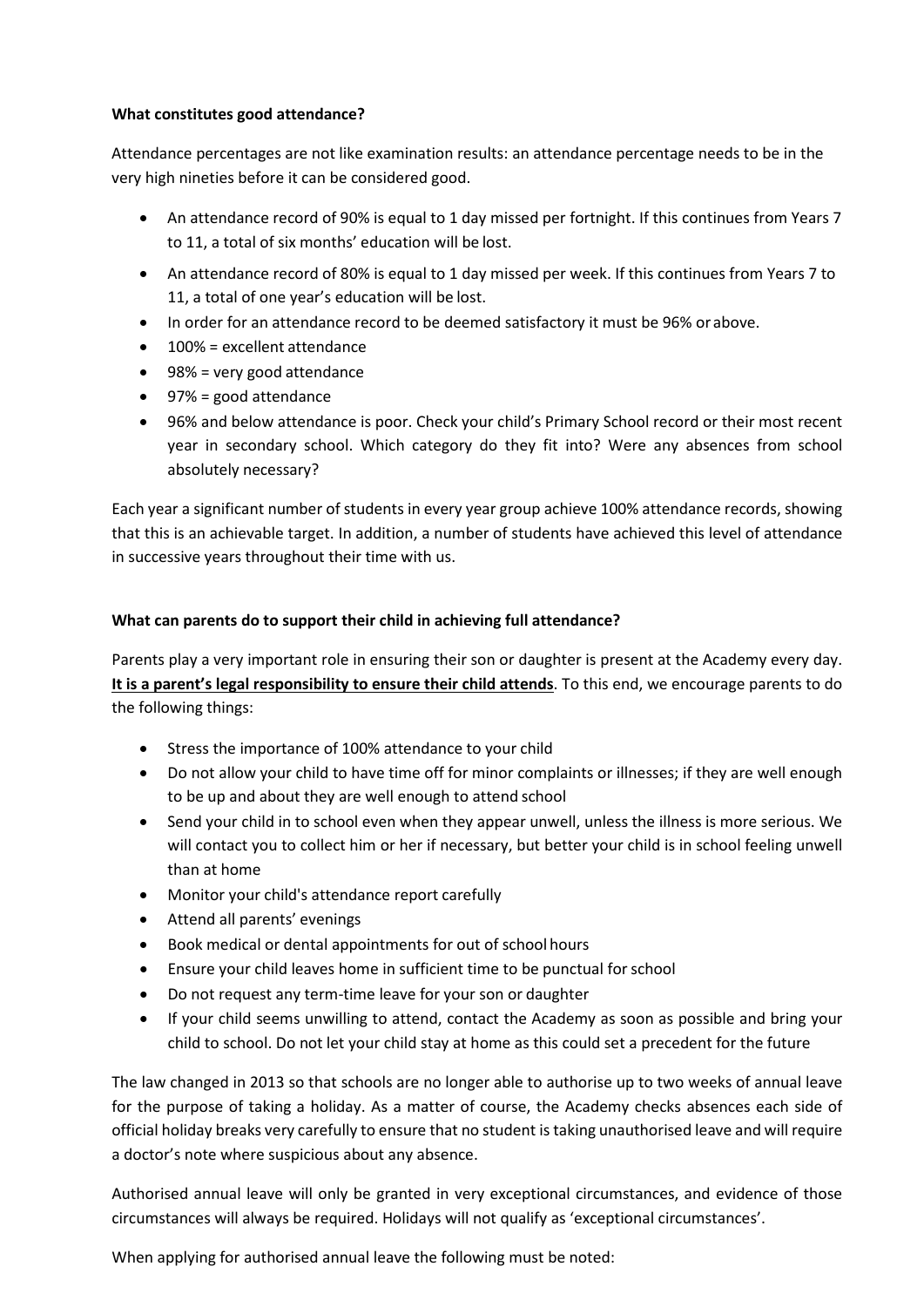**What constitutes good attendance?**

Attendance percentages are not like examination results: an attendance percentage needs to be in the very high nineties before it can be considered good.

- An attendance record of 90% is equal to 1 day missed per fortnight. If this continues from Years 7 to 11, a total of six months' education will be lost.
- An attendance record of 80% is equal to 1 day missed per week. If this continues from Years 7 to 11, a total of one year's education will be lost.
- In order for an attendance record to be deemed satisfactory it must be 96% or above.
- 100% = excellent attendance
- 98% = very good attendance
- 97% = good attendance
- 96% and below attendance is poor. Check your child's Primary School record or their most recent year in secondary school. Which category do they fit into? Were any absences from school absolutely necessary?

Each year a significant number of students in every year group achieve 100% attendance records, showing that this is an achievable target. In addition, a number of students have achieved this level of attendance in successive years throughout their time with us.

**What can parents do to support their child in achieving full attendance?**

Parents play a very important role in ensuring their son or daughter is present at the Academy every day. **<u>It is a parent's legal responsibility to ensure their child attends</u>**. To this end, we encourage parents to do the following things:

- Stress the importance of 100% attendance to your child
- Do not allow your child to have time off for minor complaints or illnesses; if they are well enough to be up and about they are well enough to attend school
- Send your child in to school even when they appear unwell, unless the illness is more serious. We will contact you to collect him or her if necessary, but better your child is in school feeling unwell than at home
- Monitor your child's attendance report carefully
- Attend all parents' evenings
- Book medical or dental appointments for out of school hours
- Ensure your child leaves home in sufficient time to be punctual for school
- Do not request any term-time leave for your son or daughter
- If your child seems unwilling to attend, contact the Academy as soon as possible and bring your child to school. Do not let your child stay at home as this could set a precedent for the future

The law changed in 2013 so that schools are no longer able to authorise up to two weeks of annual leave for the purpose of taking a holiday. As a matter of course, the Academy checks absences each side of official holiday breaks very carefully to ensure that no student is taking unauthorised leave and will require a doctor's note where suspicious about any absence.

Authorised annual leave will only be granted in very exceptional circumstances, and evidence of those circumstances will always be required. Holidays will not qualify as 'exceptional circumstances'.

When applying for authorised annual leave the following must be noted: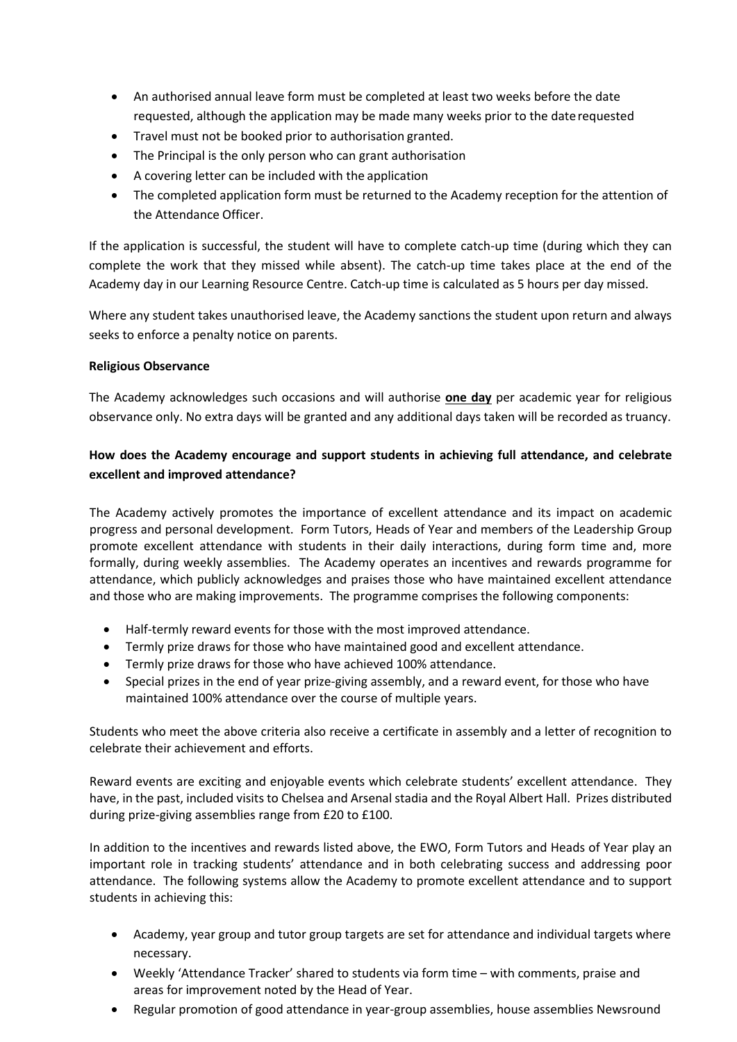- An authorised annual leave form must be completed at least two weeks before the date requested, although the application may be made many weeks prior to the date requested
- Travel must not be booked prior to authorisation granted.
- The Principal is the only person who can grant authorisation
- A covering letter can be included with the application
- The completed application form must be returned to the Academy reception for the attention of the Attendance Officer.

If the application is successful, the student will have to complete catch-up time (during which they can complete the work that they missed while absent). The catch-up time takes place at the end of the Academy day in our Learning Resource Centre. Catch-up time is calculated as 5 hours per day missed.

Where any student takes unauthorised leave, the Academy sanctions the student upon return and always seeks to enforce a penalty notice on parents.

**Religious Observance**

The Academy acknowledges such occasions and will authorise **one day** per academic year for religious observance only. No extra days will be granted and any additional days taken will be recorded as truancy.

**How does the Academy encourage and support students in achieving full attendance, and celebrate excellent and improved attendance?**

The Academy actively promotes the importance of excellent attendance and its impact on academic progress and personal development. Form Tutors, Heads of Year and members of the Leadership Group promote excellent attendance with students in their daily interactions, during form time and, more formally, during weekly assemblies. The Academy operates an incentives and rewards programme for attendance, which publicly acknowledges and praises those who have maintained excellent attendance and those who are making improvements. The programme comprises the following components:

- Half-termly reward events for those with the most improved attendance.
- Termly prize draws for those who have maintained good and excellent attendance.
- Termly prize draws for those who have achieved 100% attendance.
- Special prizes in the end of year prize-giving assembly, and a reward event, for those who have maintained 100% attendance over the course of multiple years.

Students who meet the above criteria also receive a certificate in assembly and a letter of recognition to celebrate their achievement and efforts.

Reward events are exciting and enjoyable events which celebrate students' excellent attendance. They have, in the past, included visits to Chelsea and Arsenal stadia and the Royal Albert Hall. Prizes distributed during prize-giving assemblies range from £20 to £100.

In addition to the incentives and rewards listed above, the EWO, Form Tutors and Heads of Year play an important role in tracking students' attendance and in both celebrating success and addressing poor attendance. The following systems allow the Academy to promote excellent attendance and to support students in achieving this:

- Academy, year group and tutor group targets are set for attendance and individual targets where necessary.
- Weekly 'Attendance Tracker' shared to students via form time – with comments, praise and areas for improvement noted by the Head of Year.
- Regular promotion of good attendance in year-group assemblies, house assemblies Newsround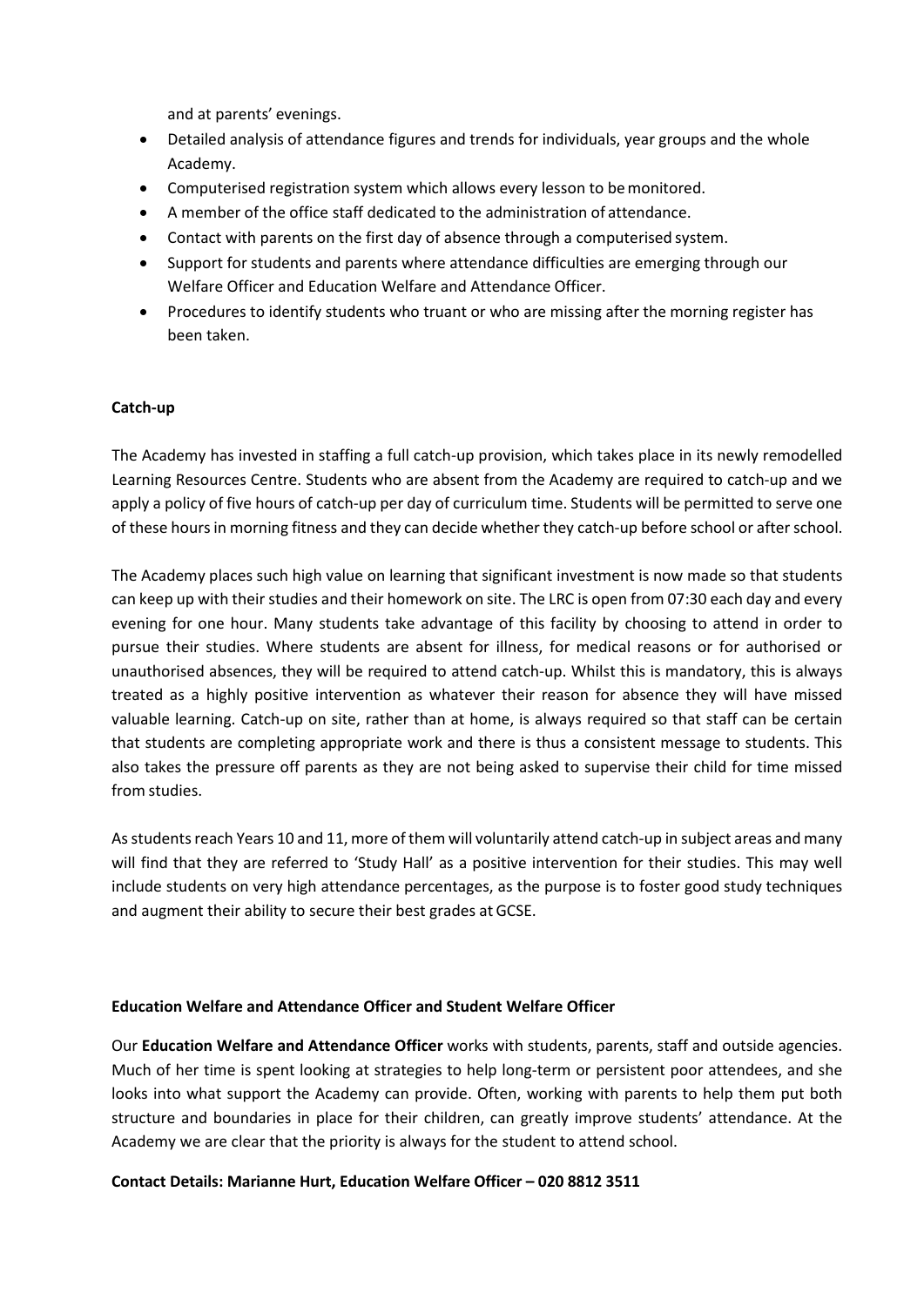and at parents' evenings.

- Detailed analysis of attendance figures and trends for individuals, year groups and the whole Academy.
- Computerised registration system which allows every lesson to be monitored.
- A member of the office staff dedicated to the administration of attendance.
- Contact with parents on the first day of absence through a computerised system.
- Support for students and parents where attendance difficulties are emerging through our Welfare Officer and Education Welfare and Attendance Officer.
- Procedures to identify students who truant or who are missing after the morning register has been taken.

**Catch-up**

The Academy has invested in staffing a full catch-up provision, which takes place in its newly remodelled Learning Resources Centre. Students who are absent from the Academy are required to catch-up and we apply a policy of five hours of catch-up per day of curriculum time. Students will be permitted to serve one of these hours in morning fitness and they can decide whether they catch-up before school or after school.

The Academy places such high value on learning that significant investment is now made so that students can keep up with their studies and their homework on site. The LRC is open from 07:30 each day and every evening for one hour. Many students take advantage of this facility by choosing to attend in order to pursue their studies. Where students are absent for illness, for medical reasons or for authorised or unauthorised absences, they will be required to attend catch-up. Whilst this is mandatory, this is always treated as a highly positive intervention as whatever their reason for absence they will have missed valuable learning. Catch-up on site, rather than at home, is always required so that staff can be certain that students are completing appropriate work and there is thus a consistent message to students. This also takes the pressure off parents as they are not being asked to supervise their child for time missed from studies.

As students reach Years 10 and 11, more of them will voluntarily attend catch-up in subject areas and many will find that they are referred to 'Study Hall' as a positive intervention for their studies. This may well include students on very high attendance percentages, as the purpose is to foster good study techniques and augment their ability to secure their best grades at GCSE.

**Education Welfare and Attendance Officer and Student Welfare Officer**

Our **Education Welfare and Attendance Officer** works with students, parents, staff and outside agencies. Much of her time is spent looking at strategies to help long-term or persistent poor attendees, and she looks into what support the Academy can provide. Often, working with parents to help them put both structure and boundaries in place for their children, can greatly improve students' attendance. At the Academy we are clear that the priority is always for the student to attend school.

**Contact Details: Marianne Hurt, Education Welfare Officer – 020 8812 3511**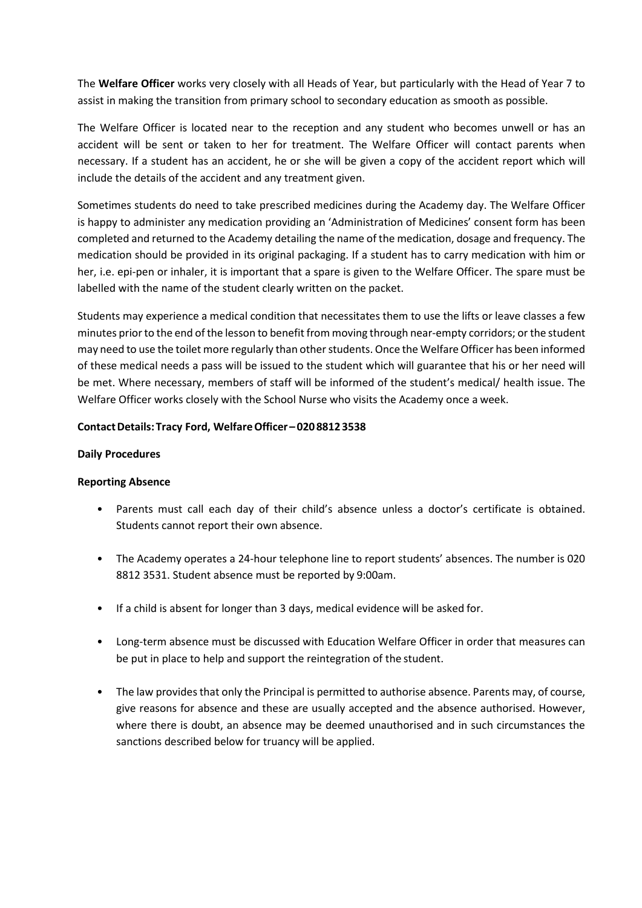The **Welfare Officer** works very closely with all Heads of Year, but particularly with the Head of Year 7 to assist in making the transition from primary school to secondary education as smooth as possible.

The Welfare Officer is located near to the reception and any student who becomes unwell or has an accident will be sent or taken to her for treatment. The Welfare Officer will contact parents when necessary. If a student has an accident, he or she will be given a copy of the accident report which will include the details of the accident and any treatment given.

Sometimes students do need to take prescribed medicines during the Academy day. The Welfare Officer is happy to administer any medication providing an 'Administration of Medicines' consent form has been completed and returned to the Academy detailing the name of the medication, dosage and frequency. The medication should be provided in its original packaging. If a student has to carry medication with him or her, i.e. epi-pen or inhaler, it is important that a spare is given to the Welfare Officer. The spare must be labelled with the name of the student clearly written on the packet.

Students may experience a medical condition that necessitates them to use the lifts or leave classes a few minutes prior to the end of the lesson to benefit from moving through near-empty corridors; or the student may need to use the toilet more regularly than other students. Once the Welfare Officer has been informed of these medical needs a pass will be issued to the student which will guarantee that his or her need will be met. Where necessary, members of staff will be informed of the student's medical/ health issue. The Welfare Officer works closely with the School Nurse who visits the Academy once a week.

**Contact Details: Tracy Ford, Welfare Officer – 020 8812 3538**

**Daily Procedures**

**Reporting Absence**

- Parents must call each day of their child's absence unless a doctor's certificate is obtained. Students cannot report their own absence.
- The Academy operates a 24-hour telephone line to report students' absences. The number is 020 8812 3531. Student absence must be reported by 9:00am.
- If a child is absent for longer than 3 days, medical evidence will be asked for.
- Long-term absence must be discussed with Education Welfare Officer in order that measures can be put in place to help and support the reintegration of the student.
- The law provides that only the Principal is permitted to authorise absence. Parents may, of course, give reasons for absence and these are usually accepted and the absence authorised. However, where there is doubt, an absence may be deemed unauthorised and in such circumstances the sanctions described below for truancy will be applied.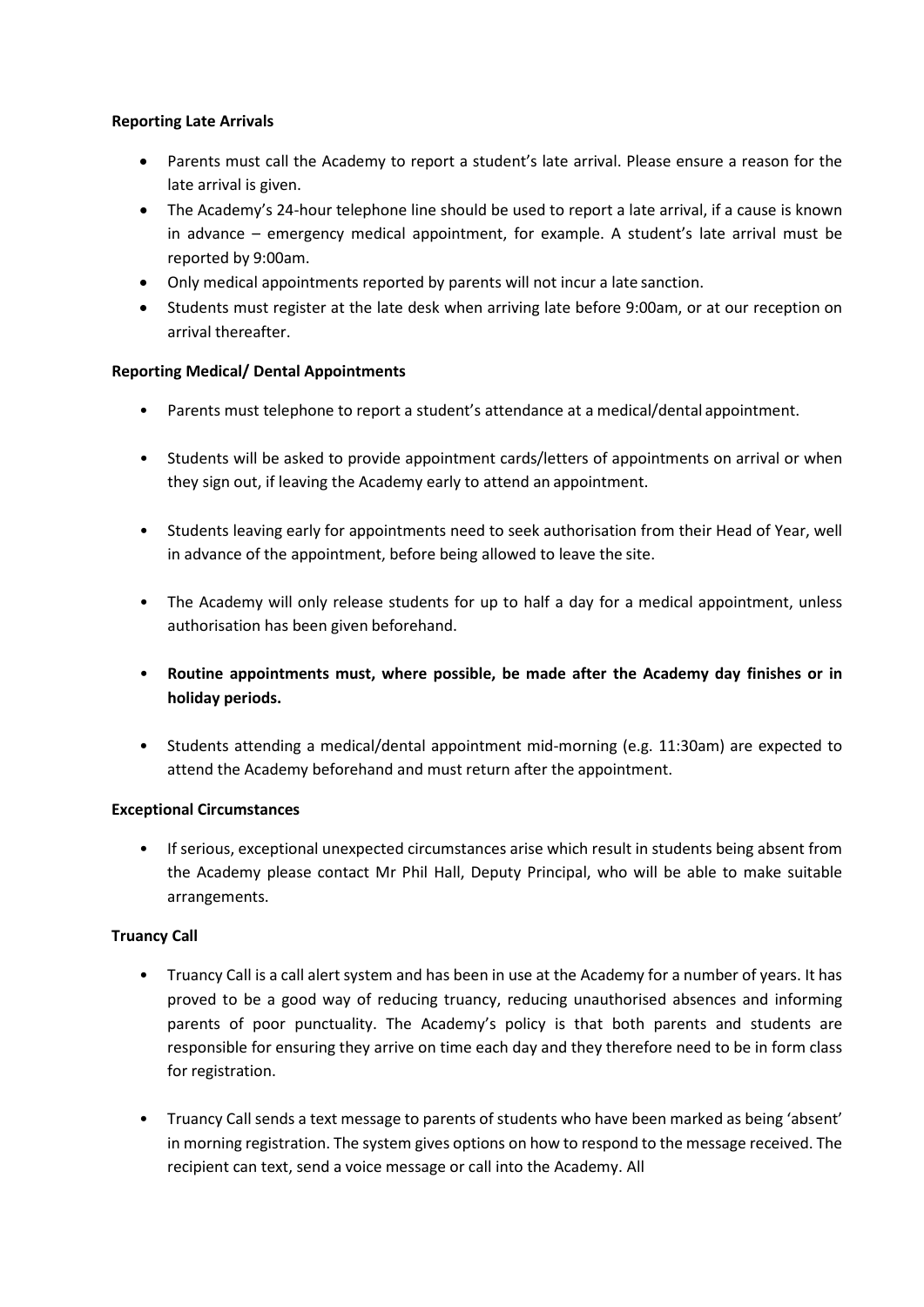**Reporting Late Arrivals**

- Parents must call the Academy to report a student's late arrival. Please ensure a reason for the late arrival is given.
- The Academy's 24-hour telephone line should be used to report a late arrival, if a cause is known in advance – emergency medical appointment, for example. A student's late arrival must be reported by 9:00am.
- Only medical appointments reported by parents will not incur a late sanction.
- Students must register at the late desk when arriving late before 9:00am, or at our reception on arrival thereafter.

**Reporting Medical/ Dental Appointments**

- Parents must telephone to report a student's attendance at a medical/dental appointment.
- Students will be asked to provide appointment cards/letters of appointments on arrival or when they sign out, if leaving the Academy early to attend an appointment.
- Students leaving early for appointments need to seek authorisation from their Head of Year, well in advance of the appointment, before being allowed to leave the site.
- The Academy will only release students for up to half a day for a medical appointment, unless authorisation has been given beforehand.
- **Routine appointments must, where possible, be made after the Academy day finishes or in holiday periods.**
- Students attending a medical/dental appointment mid-morning (e.g. 11:30am) are expected to attend the Academy beforehand and must return after the appointment.

**Exceptional Circumstances**

- If serious, exceptional unexpected circumstances arise which result in students being absent from the Academy please contact Mr Phil Hall, Deputy Principal, who will be able to make suitable arrangements.

**Truancy Call**

- Truancy Call is a call alert system and has been in use at the Academy for a number of years. It has proved to be a good way of reducing truancy, reducing unauthorised absences and informing parents of poor punctuality. The Academy's policy is that both parents and students are responsible for ensuring they arrive on time each day and they therefore need to be in form class for registration.
- Truancy Call sends a text message to parents of students who have been marked as being 'absent' in morning registration. The system gives options on how to respond to the message received. The recipient can text, send a voice message or call into the Academy. All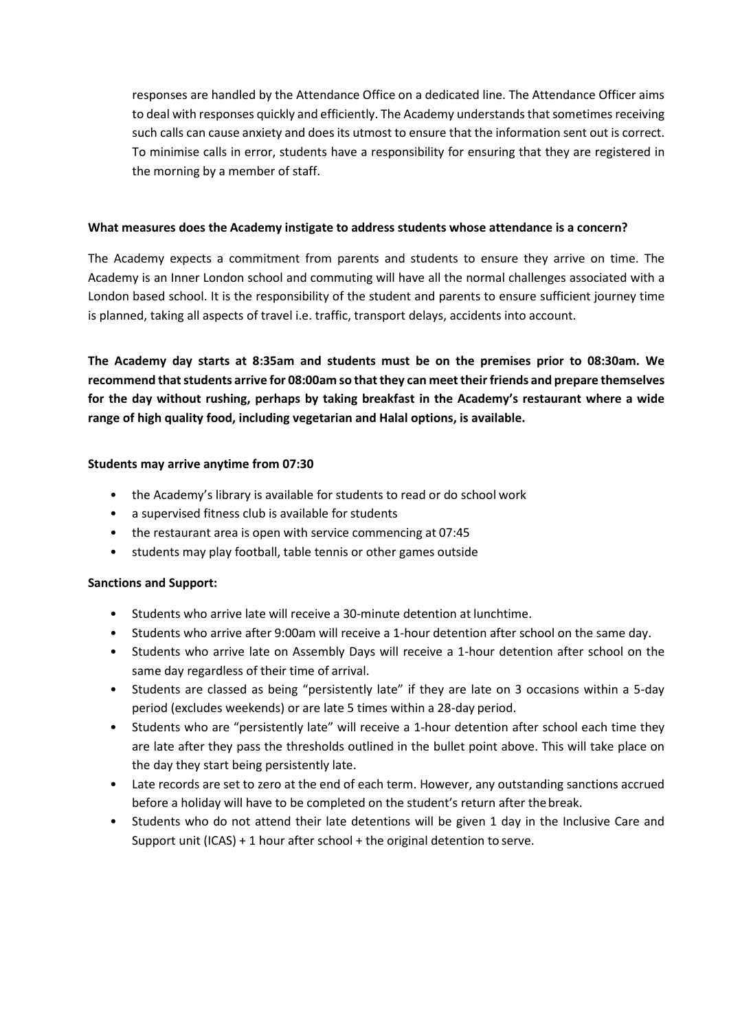responses are handled by the Attendance Office on a dedicated line. The Attendance Officer aims to deal with responses quickly and efficiently. The Academy understands that sometimes receiving such calls can cause anxiety and does its utmost to ensure that the information sent out is correct. To minimise calls in error, students have a responsibility for ensuring that they are registered in the morning by a member of staff.

**What measures does the Academy instigate to address students whose attendance is a concern?**

The Academy expects a commitment from parents and students to ensure they arrive on time. The Academy is an Inner London school and commuting will have all the normal challenges associated with a London based school. It is the responsibility of the student and parents to ensure sufficient journey time is planned, taking all aspects of travel i.e. traffic, transport delays, accidents into account.

**The Academy day starts at 8:35am and students must be on the premises prior to 08:30am. We recommend that students arrive for 08:00am so that they can meet their friends and prepare themselves for the day without rushing, perhaps by taking breakfast in the Academy's restaurant where a wide range of high quality food, including vegetarian and Halal options, is available.**

**Students may arrive anytime from 07:30**

- the Academy's library is available for students to read or do school work
- a supervised fitness club is available for students
- the restaurant area is open with service commencing at 07:45
- students may play football, table tennis or other games outside

**Sanctions and Support:**

- Students who arrive late will receive a 30-minute detention at lunchtime.
- Students who arrive after 9:00am will receive a 1-hour detention after school on the same day.
- Students who arrive late on Assembly Days will receive a 1-hour detention after school on the same day regardless of their time of arrival.
- Students are classed as being "persistently late" if they are late on 3 occasions within a 5-day period (excludes weekends) or are late 5 times within a 28-day period.
- Students who are "persistently late" will receive a 1-hour detention after school each time they are late after they pass the thresholds outlined in the bullet point above. This will take place on the day they start being persistently late.
- Late records are set to zero at the end of each term. However, any outstanding sanctions accrued before a holiday will have to be completed on the student's return after the break.
- Students who do not attend their late detentions will be given 1 day in the Inclusive Care and Support unit (ICAS) + 1 hour after school + the original detention to serve.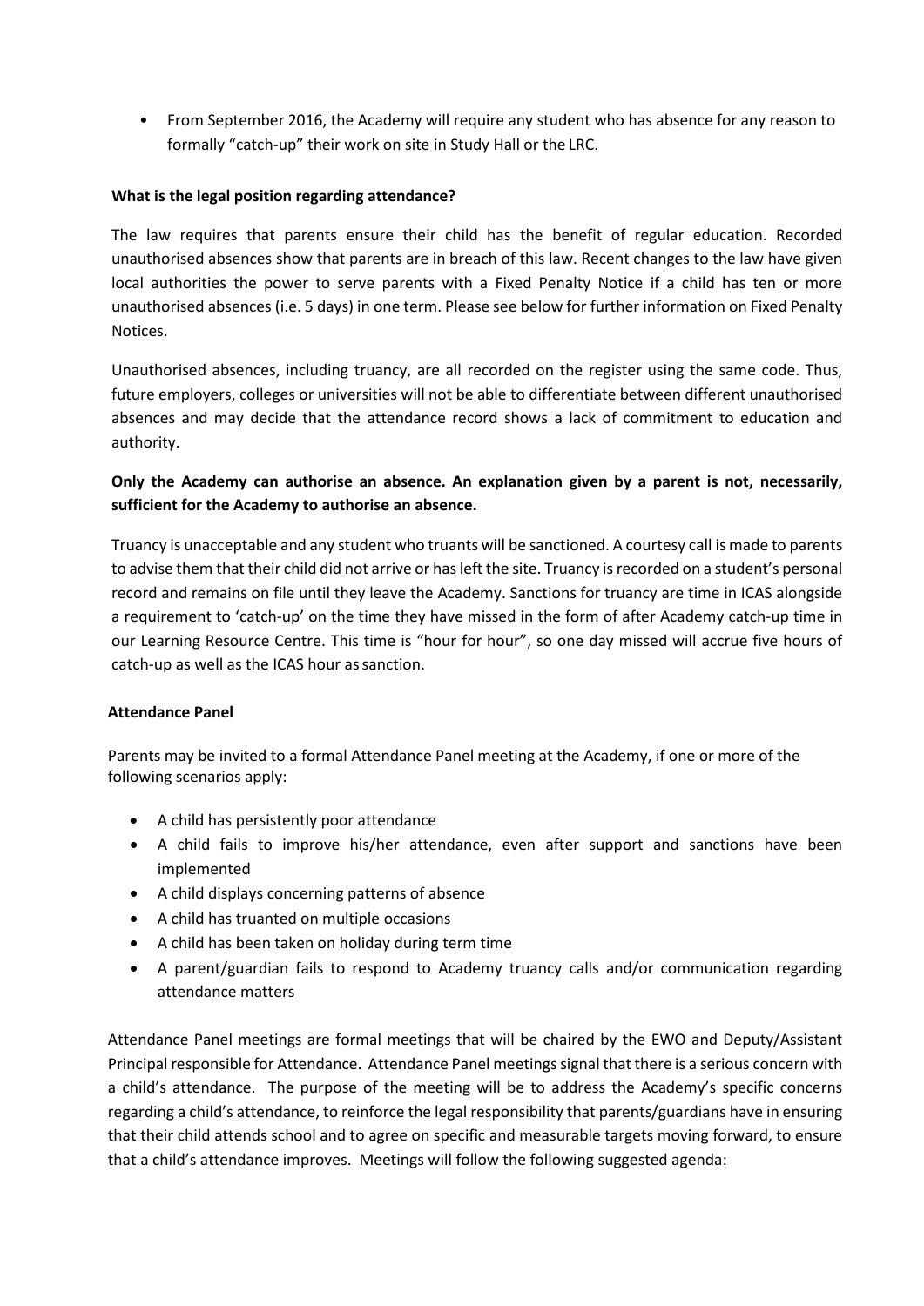- From September 2016, the Academy will require any student who has absence for any reason to formally "catch-up" their work on site in Study Hall or the LRC.

**What is the legal position regarding attendance?**

The law requires that parents ensure their child has the benefit of regular education. Recorded unauthorised absences show that parents are in breach of this law. Recent changes to the law have given local authorities the power to serve parents with a Fixed Penalty Notice if a child has ten or more unauthorised absences (i.e. 5 days) in one term. Please see below for further information on Fixed Penalty Notices.

Unauthorised absences, including truancy, are all recorded on the register using the same code. Thus, future employers, colleges or universities will not be able to differentiate between different unauthorised absences and may decide that the attendance record shows a lack of commitment to education and authority.

**Only the Academy can authorise an absence. An explanation given by a parent is not, necessarily, sufficient for the Academy to authorise an absence.**

Truancy is unacceptable and any student who truants will be sanctioned. A courtesy call is made to parents to advise them that their child did not arrive or has left the site. Truancy is recorded on a student's personal record and remains on file until they leave the Academy. Sanctions for truancy are time in ICAS alongside a requirement to 'catch-up' on the time they have missed in the form of after Academy catch-up time in our Learning Resource Centre. This time is "hour for hour", so one day missed will accrue five hours of catch-up as well as the ICAS hour as sanction.

**Attendance Panel**

Parents may be invited to a formal Attendance Panel meeting at the Academy, if one or more of the following scenarios apply:

- A child has persistently poor attendance
- A child fails to improve his/her attendance, even after support and sanctions have been implemented
- A child displays concerning patterns of absence
- A child has truanted on multiple occasions
- A child has been taken on holiday during term time
- A parent/guardian fails to respond to Academy truancy calls and/or communication regarding attendance matters

Attendance Panel meetings are formal meetings that will be chaired by the EWO and Deputy/Assistant Principal responsible for Attendance. Attendance Panel meetings signal that there is a serious concern with a child's attendance. The purpose of the meeting will be to address the Academy's specific concerns regarding a child's attendance, to reinforce the legal responsibility that parents/guardians have in ensuring that their child attends school and to agree on specific and measurable targets moving forward, to ensure that a child's attendance improves. Meetings will follow the following suggested agenda: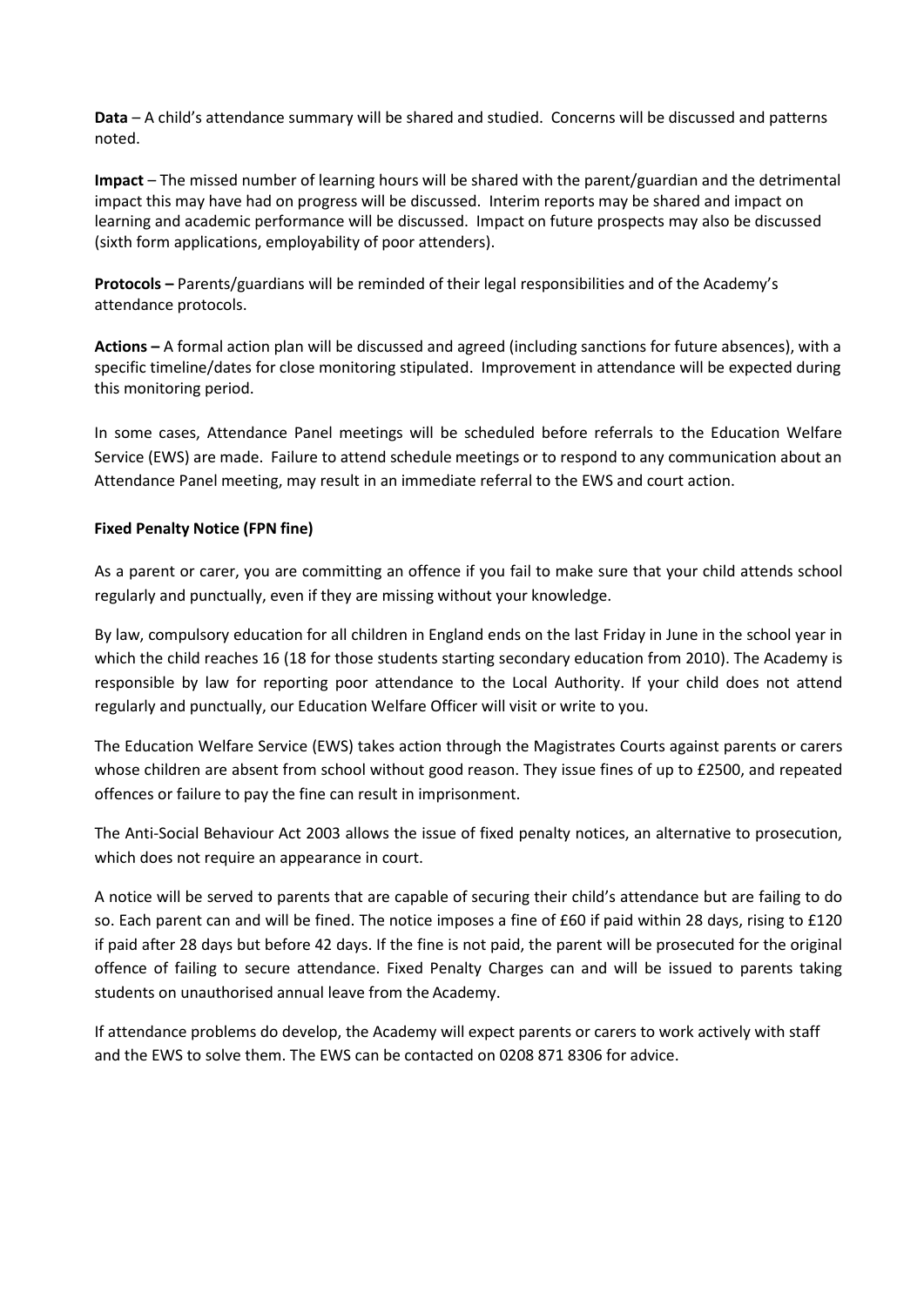**Data** – A child's attendance summary will be shared and studied. Concerns will be discussed and patterns noted.

**Impact** – The missed number of learning hours will be shared with the parent/guardian and the detrimental impact this may have had on progress will be discussed. Interim reports may be shared and impact on learning and academic performance will be discussed. Impact on future prospects may also be discussed (sixth form applications, employability of poor attenders).

**Protocols –** Parents/guardians will be reminded of their legal responsibilities and of the Academy's attendance protocols.

**Actions –** A formal action plan will be discussed and agreed (including sanctions for future absences), with a specific timeline/dates for close monitoring stipulated. Improvement in attendance will be expected during this monitoring period.

In some cases, Attendance Panel meetings will be scheduled before referrals to the Education Welfare Service (EWS) are made. Failure to attend schedule meetings or to respond to any communication about an Attendance Panel meeting, may result in an immediate referral to the EWS and court action.

**Fixed Penalty Notice (FPN fine)**

As a parent or carer, you are committing an offence if you fail to make sure that your child attends school regularly and punctually, even if they are missing without your knowledge.

By law, compulsory education for all children in England ends on the last Friday in June in the school year in which the child reaches 16 (18 for those students starting secondary education from 2010). The Academy is responsible by law for reporting poor attendance to the Local Authority. If your child does not attend regularly and punctually, our Education Welfare Officer will visit or write to you.

The Education Welfare Service (EWS) takes action through the Magistrates Courts against parents or carers whose children are absent from school without good reason. They issue fines of up to £2500, and repeated offences or failure to pay the fine can result in imprisonment.

The Anti-Social Behaviour Act 2003 allows the issue of fixed penalty notices, an alternative to prosecution, which does not require an appearance in court.

A notice will be served to parents that are capable of securing their child's attendance but are failing to do so. Each parent can and will be fined. The notice imposes a fine of £60 if paid within 28 days, rising to £120 if paid after 28 days but before 42 days. If the fine is not paid, the parent will be prosecuted for the original offence of failing to secure attendance. Fixed Penalty Charges can and will be issued to parents taking students on unauthorised annual leave from the Academy.

If attendance problems do develop, the Academy will expect parents or carers to work actively with staff and the EWS to solve them. The EWS can be contacted on 0208 871 8306 for advice.